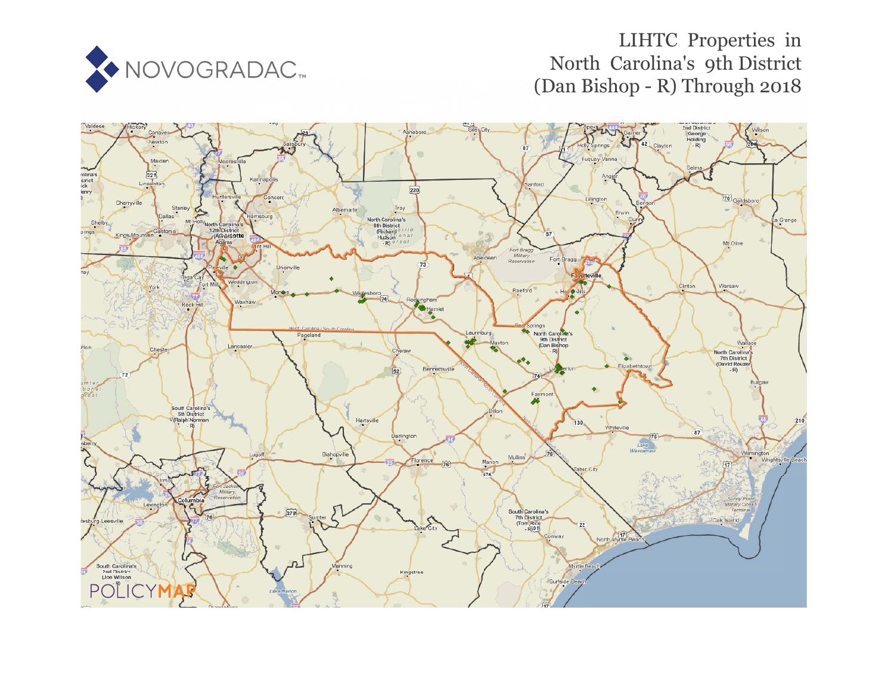# LIHTC Properties in North Carolina's 9th District (Dan Bishop - R) Through 2018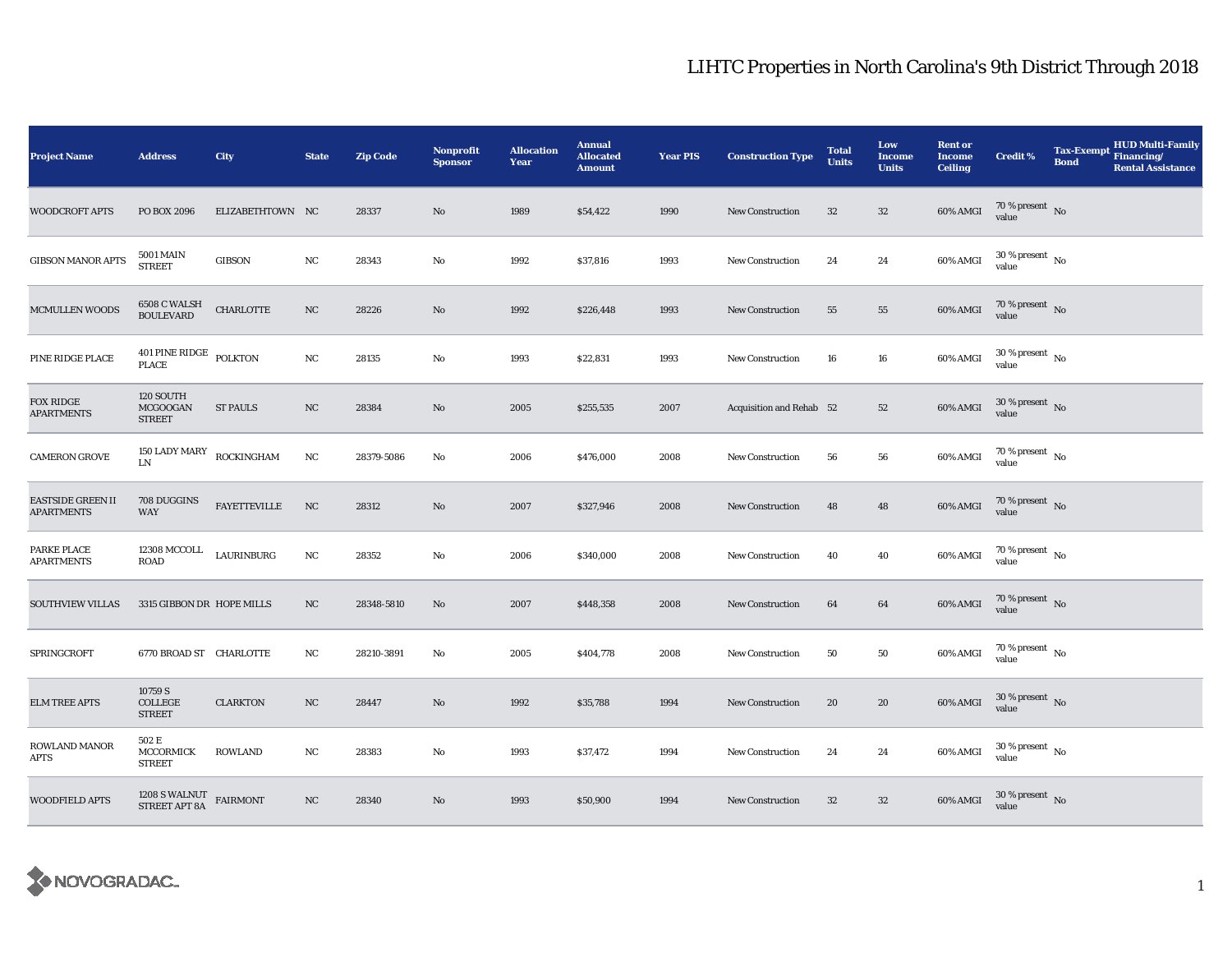# LIHTC Properties in North Carolina's 9th District Through 2018

| Project Name | Address | City | State | Zip Code | Nonprofit Sponsor | Allocation Year | Annual Allocated Amount | Year PIS | Construction Type | Total Units | Low Income Units | Rent or Income Ceiling | Credit % | Tax-Exempt Bond | HUD Multi-Family Financing/ Rental Assistance |
|---|---|---|---|---|---|---|---|---|---|---|---|---|---|---|---|
| WOODCROFT APTS | PO BOX 2096 | ELIZABETHTOWN | NC | 28337 | No | 1989 | $54,422 | 1990 | New Construction | 32 | 32 | 60% AMGI | 70 % present value | No | |
| GIBSON MANOR APTS | 5001 MAIN STREET | GIBSON | NC | 28343 | No | 1992 | $37,816 | 1993 | New Construction | 24 | 24 | 60% AMGI | 30 % present value | No | |
| MCMULLEN WOODS | 6508 C WALSH BOULEVARD | CHARLOTTE | NC | 28226 | No | 1992 | $226,448 | 1993 | New Construction | 55 | 55 | 60% AMGI | 70 % present value | No | |
| PINE RIDGE PLACE | 401 PINE RIDGE PLACE | POLKTON | NC | 28135 | No | 1993 | $22,831 | 1993 | New Construction | 16 | 16 | 60% AMGI | 30 % present value | No | |
| FOX RIDGE APARTMENTS | 120 SOUTH MCGOOGAN STREET | ST PAULS | NC | 28384 | No | 2005 | $255,535 | 2007 | Acquisition and Rehab | 52 | 52 | 60% AMGI | 30 % present value | No | |
| CAMERON GROVE | 150 LADY MARY LN | ROCKINGHAM | NC | 28379-5086 | No | 2006 | $476,000 | 2008 | New Construction | 56 | 56 | 60% AMGI | 70 % present value | No | |
| EASTSIDE GREEN II APARTMENTS | 708 DUGGINS WAY | FAYETTEVILLE | NC | 28312 | No | 2007 | $327,946 | 2008 | New Construction | 48 | 48 | 60% AMGI | 70 % present value | No | |
| PARKE PLACE APARTMENTS | 12308 MCCOLL ROAD | LAURINBURG | NC | 28352 | No | 2006 | $340,000 | 2008 | New Construction | 40 | 40 | 60% AMGI | 70 % present value | No | |
| SOUTHVIEW VILLAS | 3315 GIBBON DR | HOPE MILLS | NC | 28348-5810 | No | 2007 | $448,358 | 2008 | New Construction | 64 | 64 | 60% AMGI | 70 % present value | No | |
| SPRINGCROFT | 6770 BROAD ST | CHARLOTTE | NC | 28210-3891 | No | 2005 | $404,778 | 2008 | New Construction | 50 | 50 | 60% AMGI | 70 % present value | No | |
| ELM TREE APTS | 10759 S COLLEGE STREET | CLARKTON | NC | 28447 | No | 1992 | $35,788 | 1994 | New Construction | 20 | 20 | 60% AMGI | 30 % present value | No | |
| ROWLAND MANOR APTS | 502 E MCCORMICK STREET | ROWLAND | NC | 28383 | No | 1993 | $37,472 | 1994 | New Construction | 24 | 24 | 60% AMGI | 30 % present value | No | |
| WOODFIELD APTS | 1208 S WALNUT STREET APT 8A | FAIRMONT | NC | 28340 | No | 1993 | $50,900 | 1994 | New Construction | 32 | 32 | 60% AMGI | 30 % present value | No | |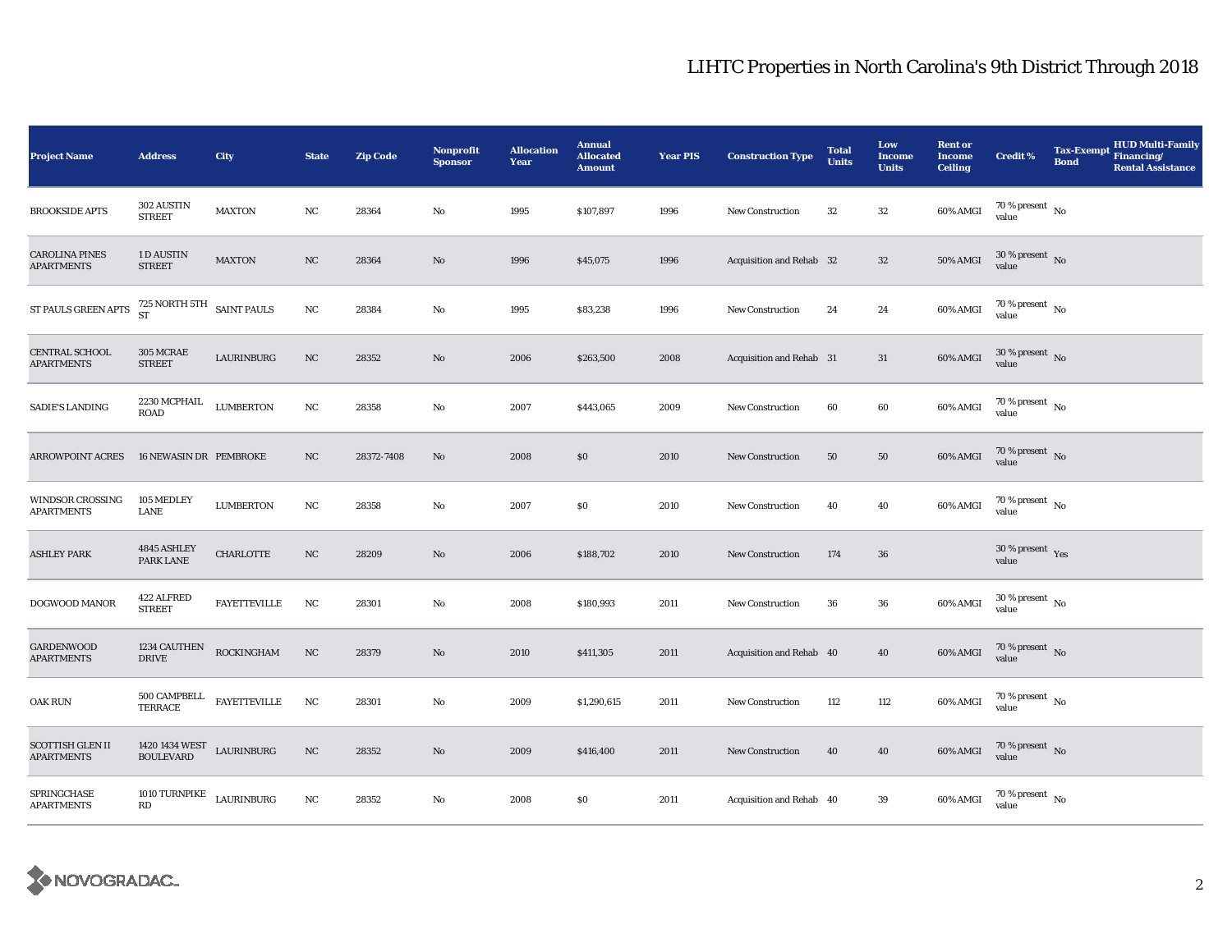# LIHTC Properties in North Carolina's 9th District Through 2018

| Project Name | Address | City | State | Zip Code | Nonprofit Sponsor | Allocation Year | Annual Allocated Amount | Year PIS | Construction Type | Total Units | Low Income Units | Rent or Income Ceiling | Credit % | Tax-Exempt Bond | HUD Multi-Family Financing/ Rental Assistance |
|---|---|---|---|---|---|---|---|---|---|---|---|---|---|---|---|
| BROOKSIDE APTS | 302 AUSTIN STREET | MAXTON | NC | 28364 | No | 1995 | $107,897 | 1996 | New Construction | 32 | 32 | 60% AMGI | 70 % present value | No | |
| CAROLINA PINES APARTMENTS | 1 D AUSTIN STREET | MAXTON | NC | 28364 | No | 1996 | $45,075 | 1996 | Acquisition and Rehab | 32 | 32 | 50% AMGI | 30 % present value | No | |
| ST PAULS GREEN APTS | 725 NORTH 5TH ST | SAINT PAULS | NC | 28384 | No | 1995 | $83,238 | 1996 | New Construction | 24 | 24 | 60% AMGI | 70 % present value | No | |
| CENTRAL SCHOOL APARTMENTS | 305 MCRAE STREET | LAURINBURG | NC | 28352 | No | 2006 | $263,500 | 2008 | Acquisition and Rehab | 31 | 31 | 60% AMGI | 30 % present value | No | |
| SADIE'S LANDING | 2230 MCPHAIL ROAD | LUMBERTON | NC | 28358 | No | 2007 | $443,065 | 2009 | New Construction | 60 | 60 | 60% AMGI | 70 % present value | No | |
| ARROWPOINT ACRES | 16 NEWASIN DR | PEMBROKE | NC | 28372-7408 | No | 2008 | $0 | 2010 | New Construction | 50 | 50 | 60% AMGI | 70 % present value | No | |
| WINDSOR CROSSING APARTMENTS | 105 MEDLEY LANE | LUMBERTON | NC | 28358 | No | 2007 | $0 | 2010 | New Construction | 40 | 40 | 60% AMGI | 70 % present value | No | |
| ASHLEY PARK | 4845 ASHLEY PARK LANE | CHARLOTTE | NC | 28209 | No | 2006 | $188,702 | 2010 | New Construction | 174 | 36 | | 30 % present value | Yes | |
| DOGWOOD MANOR | 422 ALFRED STREET | FAYETTEVILLE | NC | 28301 | No | 2008 | $180,993 | 2011 | New Construction | 36 | 36 | 60% AMGI | 30 % present value | No | |
| GARDENWOOD APARTMENTS | 1234 CAUTHEN DRIVE | ROCKINGHAM | NC | 28379 | No | 2010 | $411,305 | 2011 | Acquisition and Rehab | 40 | 40 | 60% AMGI | 70 % present value | No | |
| OAK RUN | 500 CAMPBELL TERRACE | FAYETTEVILLE | NC | 28301 | No | 2009 | $1,290,615 | 2011 | New Construction | 112 | 112 | 60% AMGI | 70 % present value | No | |
| SCOTTISH GLEN II APARTMENTS | 1420 1434 WEST BOULEVARD | LAURINBURG | NC | 28352 | No | 2009 | $416,400 | 2011 | New Construction | 40 | 40 | 60% AMGI | 70 % present value | No | |
| SPRINGCHASE APARTMENTS | 1010 TURNPIKE RD | LAURINBURG | NC | 28352 | No | 2008 | $0 | 2011 | Acquisition and Rehab | 40 | 39 | 60% AMGI | 70 % present value | No | |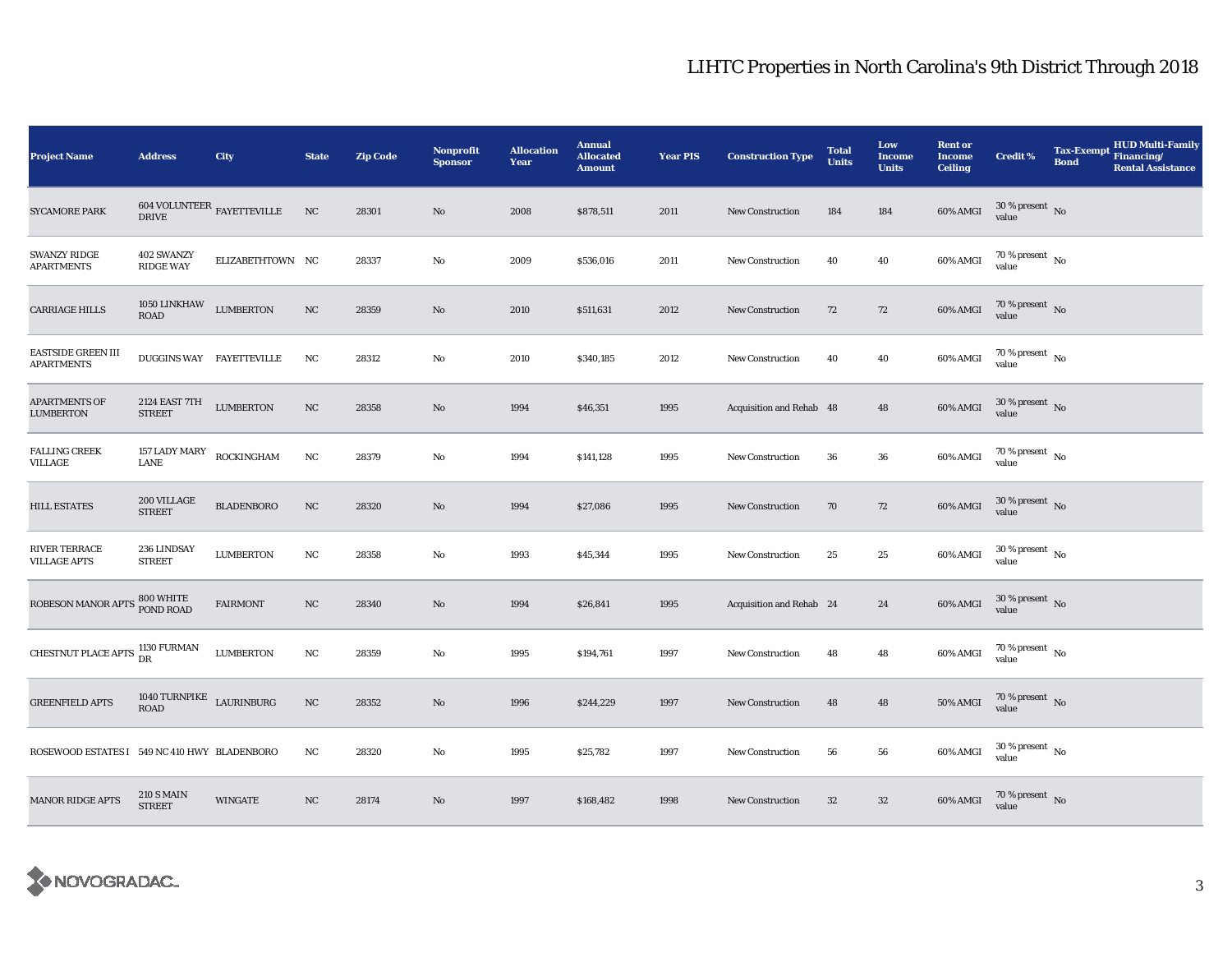# LIHTC Properties in North Carolina's 9th District Through 2018

| Project Name | Address | City | State | Zip Code | Nonprofit Sponsor | Allocation Year | Annual Allocated Amount | Year PIS | Construction Type | Total Units | Low Income Units | Rent or Income Ceiling | Credit % | Tax-Exempt Bond | HUD Multi-Family Financing/ Rental Assistance |
|---|---|---|---|---|---|---|---|---|---|---|---|---|---|---|---|
| SYCAMORE PARK | 604 VOLUNTEER DRIVE | FAYETTEVILLE | NC | 28301 | No | 2008 | $878,511 | 2011 | New Construction | 184 | 184 | 60% AMGI | 30 % present value | No | |
| SWANZY RIDGE APARTMENTS | 402 SWANZY RIDGE WAY | ELIZABETHTOWN | NC | 28337 | No | 2009 | $536,016 | 2011 | New Construction | 40 | 40 | 60% AMGI | 70 % present value | No | |
| CARRIAGE HILLS | 1050 LINKHAW ROAD | LUMBERTON | NC | 28359 | No | 2010 | $511,631 | 2012 | New Construction | 72 | 72 | 60% AMGI | 70 % present value | No | |
| EASTSIDE GREEN III APARTMENTS | DUGGINS WAY | FAYETTEVILLE | NC | 28312 | No | 2010 | $340,185 | 2012 | New Construction | 40 | 40 | 60% AMGI | 70 % present value | No | |
| APARTMENTS OF LUMBERTON | 2124 EAST 7TH STREET | LUMBERTON | NC | 28358 | No | 1994 | $46,351 | 1995 | Acquisition and Rehab | 48 | 48 | 60% AMGI | 30 % present value | No | |
| FALLING CREEK VILLAGE | 157 LADY MARY LANE | ROCKINGHAM | NC | 28379 | No | 1994 | $141,128 | 1995 | New Construction | 36 | 36 | 60% AMGI | 70 % present value | No | |
| HILL ESTATES | 200 VILLAGE STREET | BLADENBORO | NC | 28320 | No | 1994 | $27,086 | 1995 | New Construction | 70 | 72 | 60% AMGI | 30 % present value | No | |
| RIVER TERRACE VILLAGE APTS | 236 LINDSAY STREET | LUMBERTON | NC | 28358 | No | 1993 | $45,344 | 1995 | New Construction | 25 | 25 | 60% AMGI | 30 % present value | No | |
| ROBESON MANOR APTS | 800 WHITE POND ROAD | FAIRMONT | NC | 28340 | No | 1994 | $26,841 | 1995 | Acquisition and Rehab | 24 | 24 | 60% AMGI | 30 % present value | No | |
| CHESTNUT PLACE APTS | 1130 FURMAN DR | LUMBERTON | NC | 28359 | No | 1995 | $194,761 | 1997 | New Construction | 48 | 48 | 60% AMGI | 70 % present value | No | |
| GREENFIELD APTS | 1040 TURNPIKE ROAD | LAURINBURG | NC | 28352 | No | 1996 | $244,229 | 1997 | New Construction | 48 | 48 | 50% AMGI | 70 % present value | No | |
| ROSEWOOD ESTATES I | 549 NC 410 HWY | BLADENBORO | NC | 28320 | No | 1995 | $25,782 | 1997 | New Construction | 56 | 56 | 60% AMGI | 30 % present value | No | |
| MANOR RIDGE APTS | 210 S MAIN STREET | WINGATE | NC | 28174 | No | 1997 | $168,482 | 1998 | New Construction | 32 | 32 | 60% AMGI | 70 % present value | No | |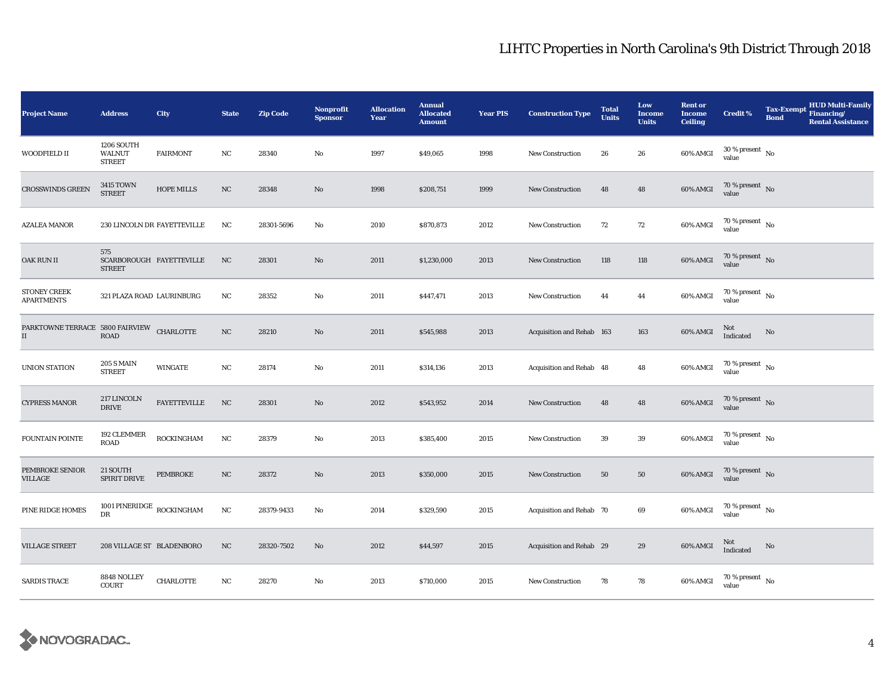# LIHTC Properties in North Carolina's 9th District Through 2018

| Project Name | Address | City | State | Zip Code | Nonprofit Sponsor | Allocation Year | Annual Allocated Amount | Year PIS | Construction Type | Total Units | Low Income Units | Rent or Income Ceiling | Credit % | Tax-Exempt Bond | HUD Multi-Family Financing/ Rental Assistance |
|---|---|---|---|---|---|---|---|---|---|---|---|---|---|---|---|
| WOODFIELD II | 1206 SOUTH WALNUT STREET | FAIRMONT | NC | 28340 | No | 1997 | $49,065 | 1998 | New Construction | 26 | 26 | 60% AMGI | 30 % present value | No | |
| CROSSWINDS GREEN | 3415 TOWN STREET | HOPE MILLS | NC | 28348 | No | 1998 | $208,751 | 1999 | New Construction | 48 | 48 | 60% AMGI | 70 % present value | No | |
| AZALEA MANOR | 230 LINCOLN DR | FAYETTEVILLE | NC | 28301-5696 | No | 2010 | $870,873 | 2012 | New Construction | 72 | 72 | 60% AMGI | 70 % present value | No | |
| OAK RUN II | 575 SCARBOROUGH STREET | FAYETTEVILLE | NC | 28301 | No | 2011 | $1,230,000 | 2013 | New Construction | 118 | 118 | 60% AMGI | 70 % present value | No | |
| STONEY CREEK APARTMENTS | 321 PLAZA ROAD | LAURINBURG | NC | 28352 | No | 2011 | $447,471 | 2013 | New Construction | 44 | 44 | 60% AMGI | 70 % present value | No | |
| PARKTOWNE TERRACE II | 5800 FAIRVIEW ROAD | CHARLOTTE | NC | 28210 | No | 2011 | $545,988 | 2013 | Acquisition and Rehab | 163 | 163 | 60% AMGI | Not Indicated | No | |
| UNION STATION | 205 S MAIN STREET | WINGATE | NC | 28174 | No | 2011 | $314,136 | 2013 | Acquisition and Rehab | 48 | 48 | 60% AMGI | 70 % present value | No | |
| CYPRESS MANOR | 217 LINCOLN DRIVE | FAYETTEVILLE | NC | 28301 | No | 2012 | $543,952 | 2014 | New Construction | 48 | 48 | 60% AMGI | 70 % present value | No | |
| FOUNTAIN POINTE | 192 CLEMMER ROAD | ROCKINGHAM | NC | 28379 | No | 2013 | $385,400 | 2015 | New Construction | 39 | 39 | 60% AMGI | 70 % present value | No | |
| PEMBROKE SENIOR VILLAGE | 21 SOUTH SPIRIT DRIVE | PEMBROKE | NC | 28372 | No | 2013 | $350,000 | 2015 | New Construction | 50 | 50 | 60% AMGI | 70 % present value | No | |
| PINE RIDGE HOMES | 1001 PINERIDGE DR | ROCKINGHAM | NC | 28379-9433 | No | 2014 | $329,590 | 2015 | Acquisition and Rehab | 70 | 69 | 60% AMGI | 70 % present value | No | |
| VILLAGE STREET | 208 VILLAGE ST | BLADENBORO | NC | 28320-7502 | No | 2012 | $44,597 | 2015 | Acquisition and Rehab | 29 | 29 | 60% AMGI | Not Indicated | No | |
| SARDIS TRACE | 8848 NOLLEY COURT | CHARLOTTE | NC | 28270 | No | 2013 | $710,000 | 2015 | New Construction | 78 | 78 | 60% AMGI | 70 % present value | No | |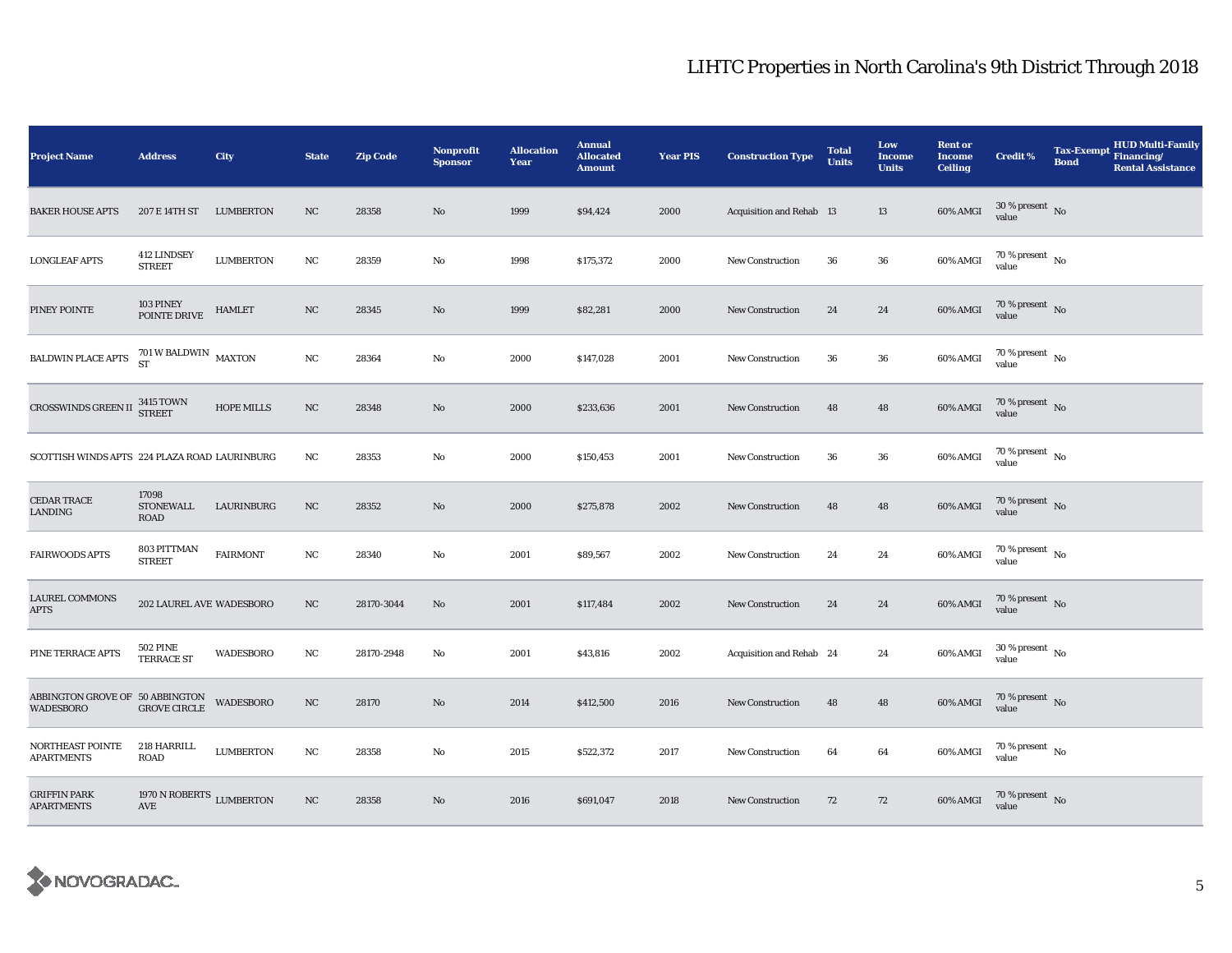# LIHTC Properties in North Carolina's 9th District Through 2018

| Project Name | Address | City | State | Zip Code | Nonprofit Sponsor | Allocation Year | Annual Allocated Amount | Year PIS | Construction Type | Total Units | Low Income Units | Rent or Income Ceiling | Credit % | Tax-Exempt Bond | HUD Multi-Family Financing/ Rental Assistance |
|---|---|---|---|---|---|---|---|---|---|---|---|---|---|---|---|
| BAKER HOUSE APTS | 207 E 14TH ST | LUMBERTON | NC | 28358 | No | 1999 | $94,424 | 2000 | Acquisition and Rehab | 13 | 13 | 60% AMGI | 30 % present value | No | |
| LONGLEAF APTS | 412 LINDSEY STREET | LUMBERTON | NC | 28359 | No | 1998 | $175,372 | 2000 | New Construction | 36 | 36 | 60% AMGI | 70 % present value | No | |
| PINEY POINTE | 103 PINEY POINTE DRIVE | HAMLET | NC | 28345 | No | 1999 | $82,281 | 2000 | New Construction | 24 | 24 | 60% AMGI | 70 % present value | No | |
| BALDWIN PLACE APTS | 701 W BALDWIN ST | MAXTON | NC | 28364 | No | 2000 | $147,028 | 2001 | New Construction | 36 | 36 | 60% AMGI | 70 % present value | No | |
| CROSSWINDS GREEN II | 3415 TOWN STREET | HOPE MILLS | NC | 28348 | No | 2000 | $233,636 | 2001 | New Construction | 48 | 48 | 60% AMGI | 70 % present value | No | |
| SCOTTISH WINDS APTS | 224 PLAZA ROAD | LAURINBURG | NC | 28353 | No | 2000 | $150,453 | 2001 | New Construction | 36 | 36 | 60% AMGI | 70 % present value | No | |
| CEDAR TRACE LANDING | 17098 STONEWALL ROAD | LAURINBURG | NC | 28352 | No | 2000 | $275,878 | 2002 | New Construction | 48 | 48 | 60% AMGI | 70 % present value | No | |
| FAIRWOODS APTS | 803 PITTMAN STREET | FAIRMONT | NC | 28340 | No | 2001 | $89,567 | 2002 | New Construction | 24 | 24 | 60% AMGI | 70 % present value | No | |
| LAUREL COMMONS APTS | 202 LAUREL AVE | WADESBORO | NC | 28170-3044 | No | 2001 | $117,484 | 2002 | New Construction | 24 | 24 | 60% AMGI | 70 % present value | No | |
| PINE TERRACE APTS | 502 PINE TERRACE ST | WADESBORO | NC | 28170-2948 | No | 2001 | $43,816 | 2002 | Acquisition and Rehab | 24 | 24 | 60% AMGI | 30 % present value | No | |
| ABBINGTON GROVE OF WADESBORO | 50 ABBINGTON GROVE CIRCLE | WADESBORO | NC | 28170 | No | 2014 | $412,500 | 2016 | New Construction | 48 | 48 | 60% AMGI | 70 % present value | No | |
| NORTHEAST POINTE APARTMENTS | 218 HARRILL ROAD | LUMBERTON | NC | 28358 | No | 2015 | $522,372 | 2017 | New Construction | 64 | 64 | 60% AMGI | 70 % present value | No | |
| GRIFFIN PARK APARTMENTS | 1970 N ROBERTS AVE | LUMBERTON | NC | 28358 | No | 2016 | $691,047 | 2018 | New Construction | 72 | 72 | 60% AMGI | 70 % present value | No | |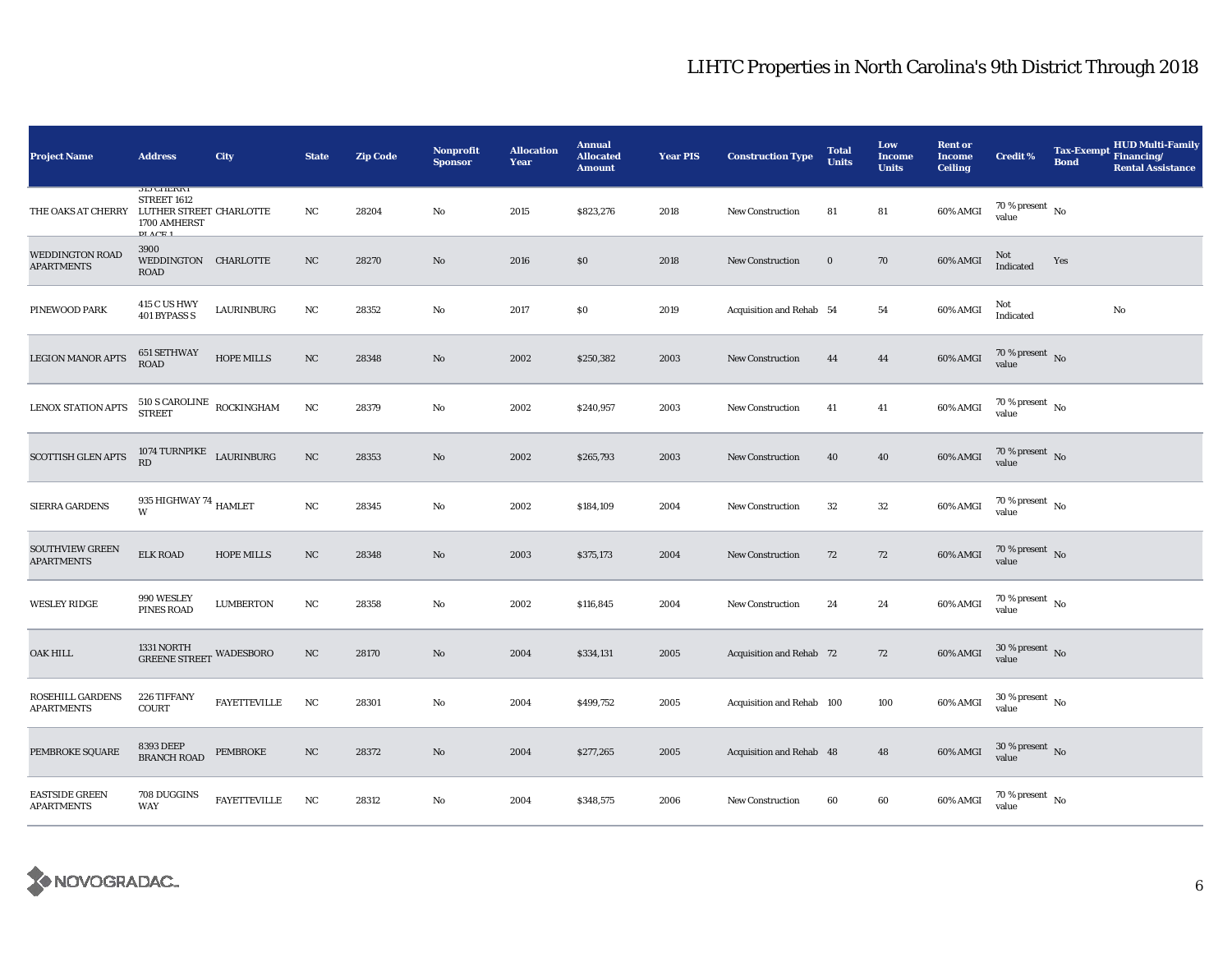# LIHTC Properties in North Carolina's 9th District Through 2018

| Project Name | Address | City | State | Zip Code | Nonprofit Sponsor | Allocation Year | Annual Allocated Amount | Year PIS | Construction Type | Total Units | Low Income Units | Rent or Income Ceiling | Credit % | Tax-Exempt Bond | HUD Multi-Family Financing/ Rental Assistance |
|---|---|---|---|---|---|---|---|---|---|---|---|---|---|---|---|
| THE OAKS AT CHERRY | 315 CHERRY STREET 1612 LUTHER STREET 1700 AMHERST PLACE 1 | CHARLOTTE | NC | 28204 | No | 2015 | $823,276 | 2018 | New Construction | 81 | 81 | 60% AMGI | 70 % present value | No | |
| WEDDINGTON ROAD APARTMENTS | 3900 WEDDINGTON ROAD | CHARLOTTE | NC | 28270 | No | 2016 | $0 | 2018 | New Construction | 0 | 70 | 60% AMGI | Not Indicated | Yes | |
| PINEWOOD PARK | 415 C US HWY 401 BYPASS S | LAURINBURG | NC | 28352 | No | 2017 | $0 | 2019 | Acquisition and Rehab | 54 | 54 | 60% AMGI | Not Indicated | | No |
| LEGION MANOR APTS | 651 SETHWAY ROAD | HOPE MILLS | NC | 28348 | No | 2002 | $250,382 | 2003 | New Construction | 44 | 44 | 60% AMGI | 70 % present value | No | |
| LENOX STATION APTS | 510 S CAROLINE STREET | ROCKINGHAM | NC | 28379 | No | 2002 | $240,957 | 2003 | New Construction | 41 | 41 | 60% AMGI | 70 % present value | No | |
| SCOTTISH GLEN APTS | 1074 TURNPIKE RD | LAURINBURG | NC | 28353 | No | 2002 | $265,793 | 2003 | New Construction | 40 | 40 | 60% AMGI | 70 % present value | No | |
| SIERRA GARDENS | 935 HIGHWAY 74 W | HAMLET | NC | 28345 | No | 2002 | $184,109 | 2004 | New Construction | 32 | 32 | 60% AMGI | 70 % present value | No | |
| SOUTHVIEW GREEN APARTMENTS | ELK ROAD | HOPE MILLS | NC | 28348 | No | 2003 | $375,173 | 2004 | New Construction | 72 | 72 | 60% AMGI | 70 % present value | No | |
| WESLEY RIDGE | 990 WESLEY PINES ROAD | LUMBERTON | NC | 28358 | No | 2002 | $116,845 | 2004 | New Construction | 24 | 24 | 60% AMGI | 70 % present value | No | |
| OAK HILL | 1331 NORTH GREENE STREET | WADESBORO | NC | 28170 | No | 2004 | $334,131 | 2005 | Acquisition and Rehab | 72 | 72 | 60% AMGI | 30 % present value | No | |
| ROSEHILL GARDENS APARTMENTS | 226 TIFFANY COURT | FAYETTEVILLE | NC | 28301 | No | 2004 | $499,752 | 2005 | Acquisition and Rehab | 100 | 100 | 60% AMGI | 30 % present value | No | |
| PEMBROKE SQUARE | 8393 DEEP BRANCH ROAD | PEMBROKE | NC | 28372 | No | 2004 | $277,265 | 2005 | Acquisition and Rehab | 48 | 48 | 60% AMGI | 30 % present value | No | |
| EASTSIDE GREEN APARTMENTS | 708 DUGGINS WAY | FAYETTEVILLE | NC | 28312 | No | 2004 | $348,575 | 2006 | New Construction | 60 | 60 | 60% AMGI | 70 % present value | No | |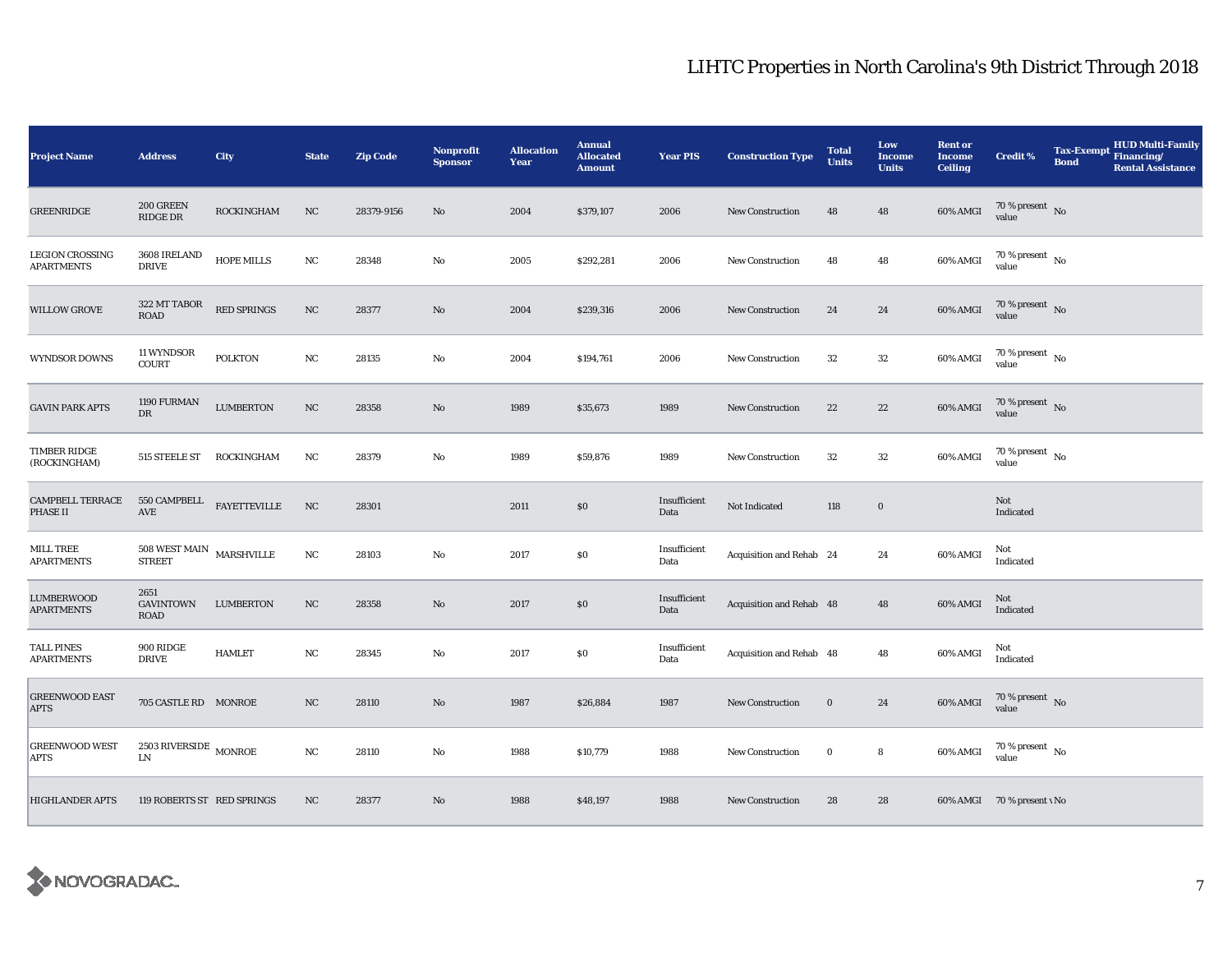# LIHTC Properties in North Carolina's 9th District Through 2018

| Project Name | Address | City | State | Zip Code | Nonprofit Sponsor | Allocation Year | Annual Allocated Amount | Year PIS | Construction Type | Total Units | Low Income Units | Rent or Income Ceiling | Credit % | Tax-Exempt Bond | HUD Multi-Family Financing/ Rental Assistance |
|---|---|---|---|---|---|---|---|---|---|---|---|---|---|---|---|
| GREENRIDGE | 200 GREEN RIDGE DR | ROCKINGHAM | NC | 28379-9156 | No | 2004 | $379,107 | 2006 | New Construction | 48 | 48 | 60% AMGI | 70 % present value | No | |
| LEGION CROSSING APARTMENTS | 3608 IRELAND DRIVE | HOPE MILLS | NC | 28348 | No | 2005 | $292,281 | 2006 | New Construction | 48 | 48 | 60% AMGI | 70 % present value | No | |
| WILLOW GROVE | 322 MT TABOR ROAD | RED SPRINGS | NC | 28377 | No | 2004 | $239,316 | 2006 | New Construction | 24 | 24 | 60% AMGI | 70 % present value | No | |
| WYNDSOR DOWNS | 11 WYNDSOR COURT | POLKTON | NC | 28135 | No | 2004 | $194,761 | 2006 | New Construction | 32 | 32 | 60% AMGI | 70 % present value | No | |
| GAVIN PARK APTS | 1190 FURMAN DR | LUMBERTON | NC | 28358 | No | 1989 | $35,673 | 1989 | New Construction | 22 | 22 | 60% AMGI | 70 % present value | No | |
| TIMBER RIDGE (ROCKINGHAM) | 515 STEELE ST | ROCKINGHAM | NC | 28379 | No | 1989 | $59,876 | 1989 | New Construction | 32 | 32 | 60% AMGI | 70 % present value | No | |
| CAMPBELL TERRACE PHASE II | 550 CAMPBELL AVE | FAYETTEVILLE | NC | 28301 | | 2011 | $0 | Insufficient Data | Not Indicated | 118 | 0 | | Not Indicated | | |
| MILL TREE APARTMENTS | 508 WEST MAIN STREET | MARSHVILLE | NC | 28103 | No | 2017 | $0 | Insufficient Data | Acquisition and Rehab | 24 | 24 | 60% AMGI | Not Indicated | | |
| LUMBERWOOD APARTMENTS | 2651 GAVINTOWN ROAD | LUMBERTON | NC | 28358 | No | 2017 | $0 | Insufficient Data | Acquisition and Rehab | 48 | 48 | 60% AMGI | Not Indicated | | |
| TALL PINES APARTMENTS | 900 RIDGE DRIVE | HAMLET | NC | 28345 | No | 2017 | $0 | Insufficient Data | Acquisition and Rehab | 48 | 48 | 60% AMGI | Not Indicated | | |
| GREENWOOD EAST APTS | 705 CASTLE RD | MONROE | NC | 28110 | No | 1987 | $26,884 | 1987 | New Construction | 0 | 24 | 60% AMGI | 70 % present value | No | |
| GREENWOOD WEST APTS | 2503 RIVERSIDE LN | MONROE | NC | 28110 | No | 1988 | $10,779 | 1988 | New Construction | 0 | 8 | 60% AMGI | 70 % present value | No | |
| HIGHLANDER APTS | 119 ROBERTS ST | RED SPRINGS | NC | 28377 | No | 1988 | $48,197 | 1988 | New Construction | 28 | 28 | 60% AMGI | 70 % present value | No | |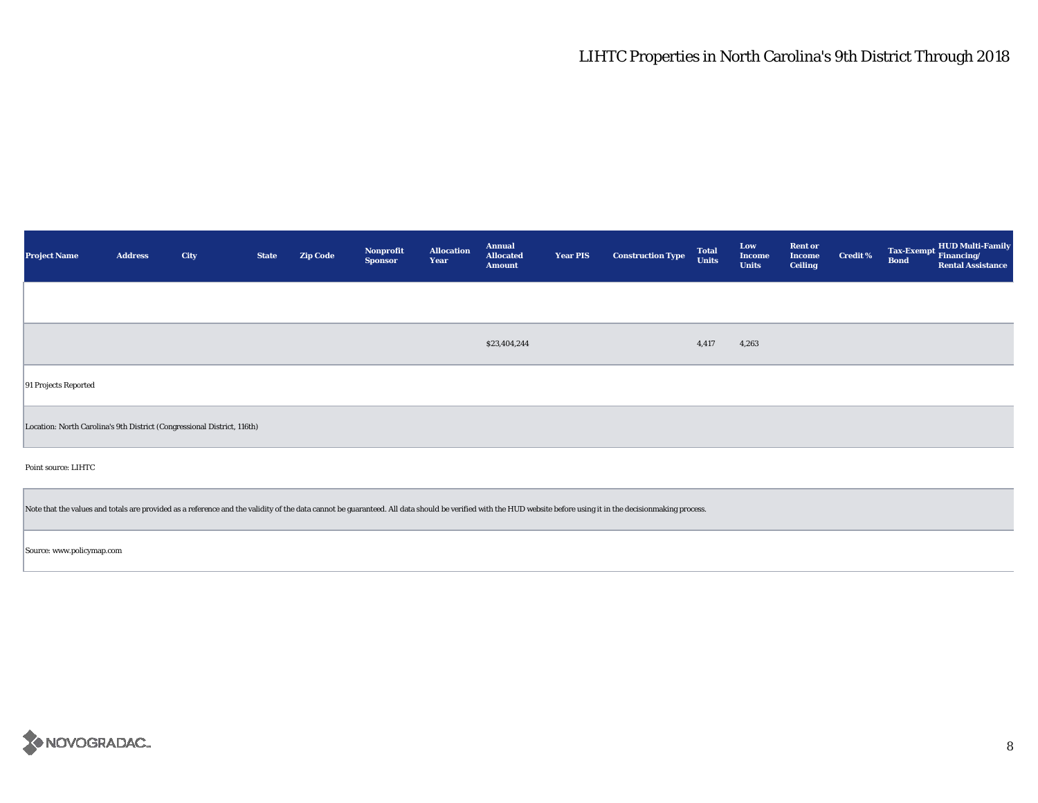# LIHTC Properties in North Carolina's 9th District Through 2018

| Project Name | Address | City | State | Zip Code | Nonprofit Sponsor | Allocation Year | Annual Allocated Amount | Year PIS | Construction Type | Total Units | Low Income Units | Rent or Income Ceiling | Credit % | Tax-Exempt Bond | HUD Multi-Family Financing/ Rental Assistance |
|---|---|---|---|---|---|---|---|---|---|---|---|---|---|---|---|
| | | | | | | | | | | | | | | | |
| | | | | | | | $23,404,244 | | | 4,417 | 4,263 | | | | |

91 Projects Reported

Location: North Carolina's 9th District (Congressional District, 116th)

Point source: LIHTC

Note that the values and totals are provided as a reference and the validity of the data cannot be guaranteed. All data should be verified with the HUD website before using it in the decisionmaking process.

Source: www.policymap.com